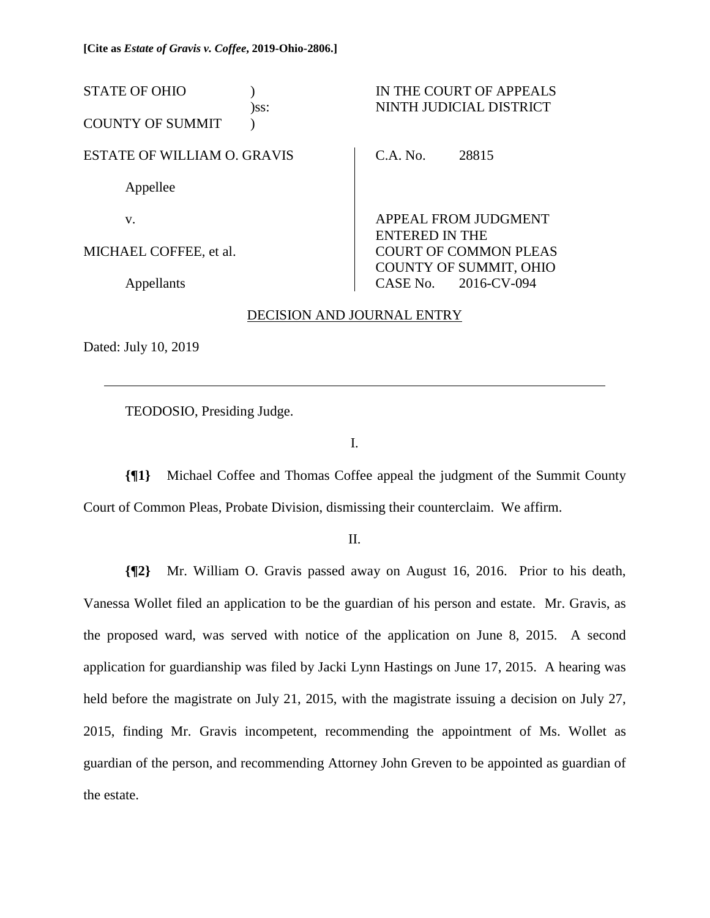**[Cite as *Estate of Gravis v. Coffee*, 2019-Ohio-2806.]**

| | | |
|---|---|---|
| STATE OF OHIO ) )ss: COUNTY OF SUMMIT ) | | IN THE COURT OF APPEALS NINTH JUDICIAL DISTRICT |
| ESTATE OF WILLIAM O. GRAVIS | | C.A. No. 28815 |
| Appellee | | |
| v. | | APPEAL FROM JUDGMENT ENTERED IN THE COURT OF COMMON PLEAS COUNTY OF SUMMIT, OHIO CASE No. 2016-CV-094 |
| MICHAEL COFFEE, et al. | | |
| Appellants | | |

DECISION AND JOURNAL ENTRY

Dated: July 10, 2019

---

TEODOSIO, Presiding Judge.

I.

**{¶1}** Michael Coffee and Thomas Coffee appeal the judgment of the Summit County Court of Common Pleas, Probate Division, dismissing their counterclaim. We affirm.

II.

**{¶2}** Mr. William O. Gravis passed away on August 16, 2016. Prior to his death, Vanessa Wollet filed an application to be the guardian of his person and estate. Mr. Gravis, as the proposed ward, was served with notice of the application on June 8, 2015. A second application for guardianship was filed by Jacki Lynn Hastings on June 17, 2015. A hearing was held before the magistrate on July 21, 2015, with the magistrate issuing a decision on July 27, 2015, finding Mr. Gravis incompetent, recommending the appointment of Ms. Wollet as guardian of the person, and recommending Attorney John Greven to be appointed as guardian of the estate.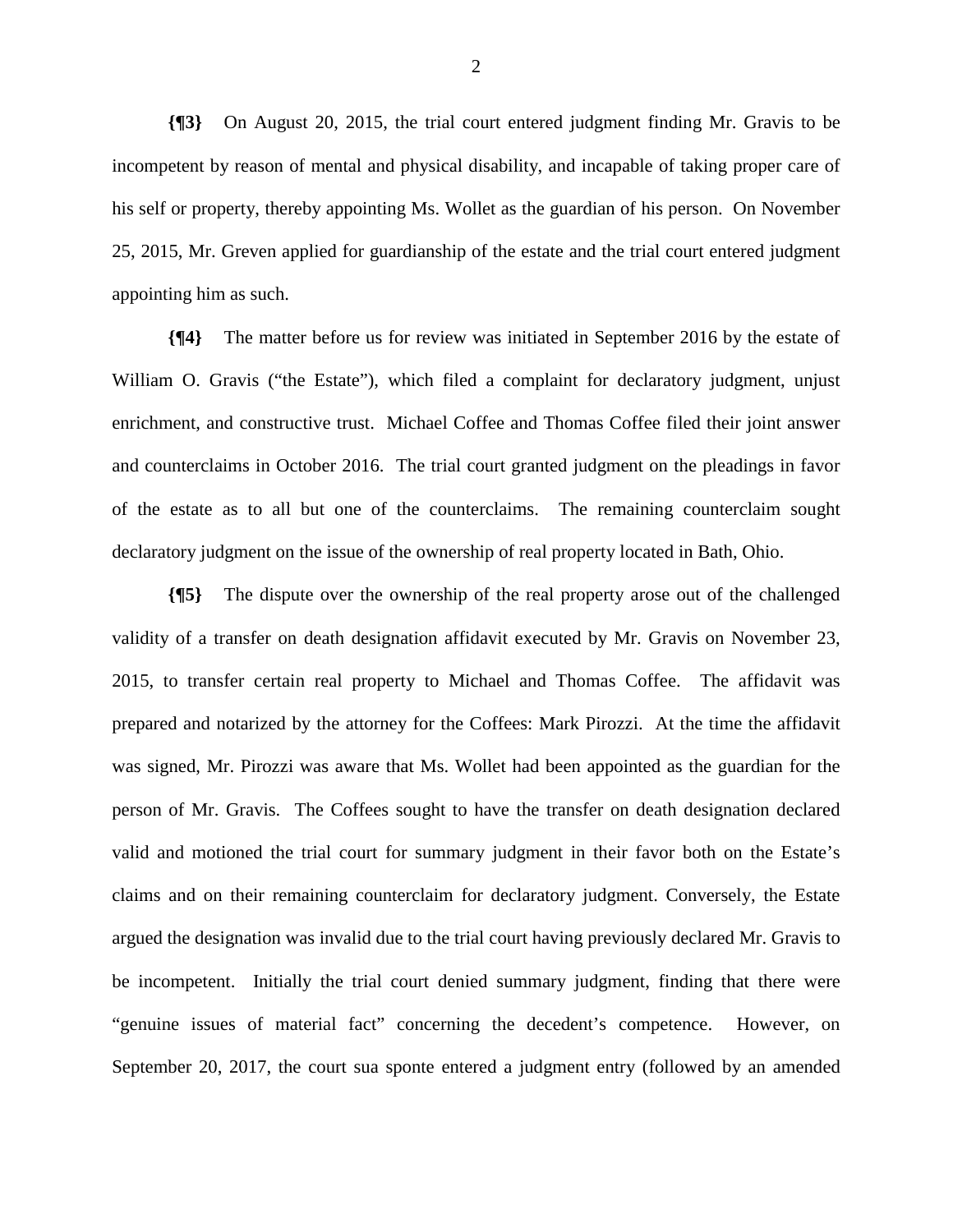**{¶3}** On August 20, 2015, the trial court entered judgment finding Mr. Gravis to be incompetent by reason of mental and physical disability, and incapable of taking proper care of his self or property, thereby appointing Ms. Wollet as the guardian of his person. On November 25, 2015, Mr. Greven applied for guardianship of the estate and the trial court entered judgment appointing him as such.

**{¶4}** The matter before us for review was initiated in September 2016 by the estate of William O. Gravis ("the Estate"), which filed a complaint for declaratory judgment, unjust enrichment, and constructive trust. Michael Coffee and Thomas Coffee filed their joint answer and counterclaims in October 2016. The trial court granted judgment on the pleadings in favor of the estate as to all but one of the counterclaims. The remaining counterclaim sought declaratory judgment on the issue of the ownership of real property located in Bath, Ohio.

**{¶5}** The dispute over the ownership of the real property arose out of the challenged validity of a transfer on death designation affidavit executed by Mr. Gravis on November 23, 2015, to transfer certain real property to Michael and Thomas Coffee. The affidavit was prepared and notarized by the attorney for the Coffees: Mark Pirozzi. At the time the affidavit was signed, Mr. Pirozzi was aware that Ms. Wollet had been appointed as the guardian for the person of Mr. Gravis. The Coffees sought to have the transfer on death designation declared valid and motioned the trial court for summary judgment in their favor both on the Estate's claims and on their remaining counterclaim for declaratory judgment. Conversely, the Estate argued the designation was invalid due to the trial court having previously declared Mr. Gravis to be incompetent. Initially the trial court denied summary judgment, finding that there were "genuine issues of material fact" concerning the decedent's competence. However, on September 20, 2017, the court sua sponte entered a judgment entry (followed by an amended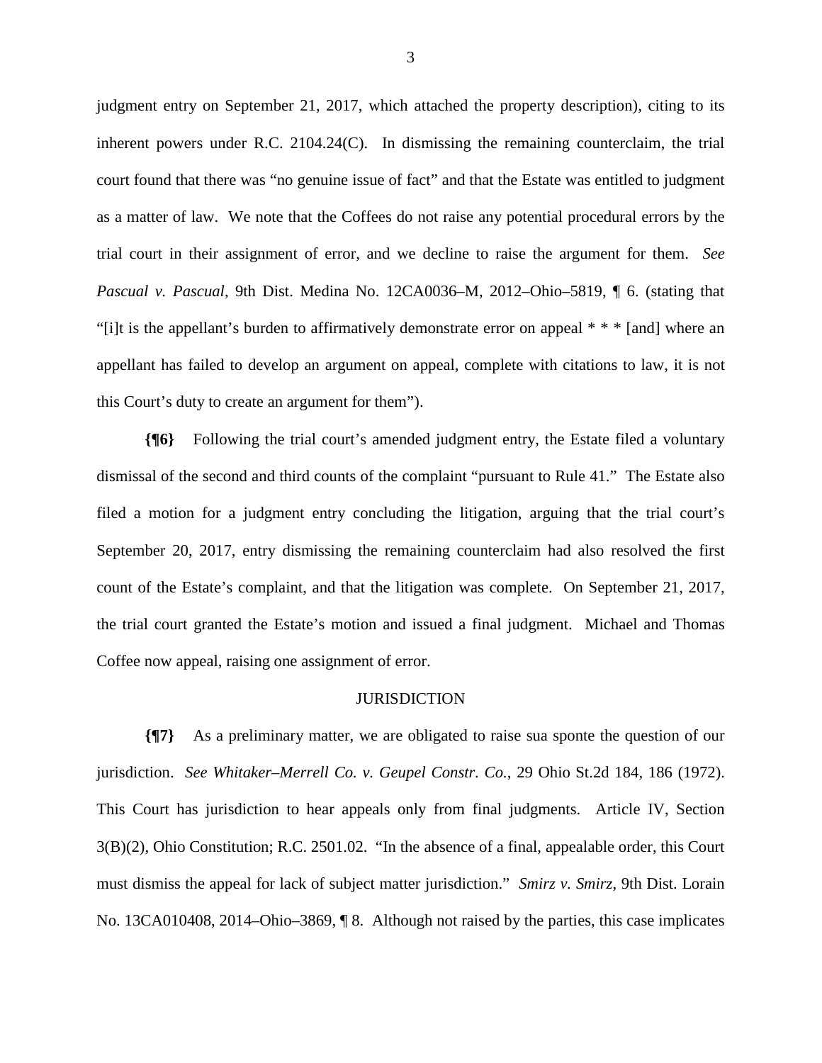judgment entry on September 21, 2017, which attached the property description), citing to its inherent powers under R.C. 2104.24(C). In dismissing the remaining counterclaim, the trial court found that there was "no genuine issue of fact" and that the Estate was entitled to judgment as a matter of law. We note that the Coffees do not raise any potential procedural errors by the trial court in their assignment of error, and we decline to raise the argument for them. *See Pascual v. Pascual*, 9th Dist. Medina No. 12CA0036–M, 2012–Ohio–5819, ¶ 6. (stating that "[i]t is the appellant's burden to affirmatively demonstrate error on appeal * * * [and] where an appellant has failed to develop an argument on appeal, complete with citations to law, it is not this Court's duty to create an argument for them").

**{¶6}** Following the trial court's amended judgment entry, the Estate filed a voluntary dismissal of the second and third counts of the complaint "pursuant to Rule 41." The Estate also filed a motion for a judgment entry concluding the litigation, arguing that the trial court's September 20, 2017, entry dismissing the remaining counterclaim had also resolved the first count of the Estate's complaint, and that the litigation was complete. On September 21, 2017, the trial court granted the Estate's motion and issued a final judgment. Michael and Thomas Coffee now appeal, raising one assignment of error.

## JURISDICTION

**{¶7}** As a preliminary matter, we are obligated to raise sua sponte the question of our jurisdiction. *See Whitaker–Merrell Co. v. Geupel Constr. Co.*, 29 Ohio St.2d 184, 186 (1972). This Court has jurisdiction to hear appeals only from final judgments. Article IV, Section 3(B)(2), Ohio Constitution; R.C. 2501.02. "In the absence of a final, appealable order, this Court must dismiss the appeal for lack of subject matter jurisdiction." *Smirz v. Smirz*, 9th Dist. Lorain No. 13CA010408, 2014–Ohio–3869, ¶ 8. Although not raised by the parties, this case implicates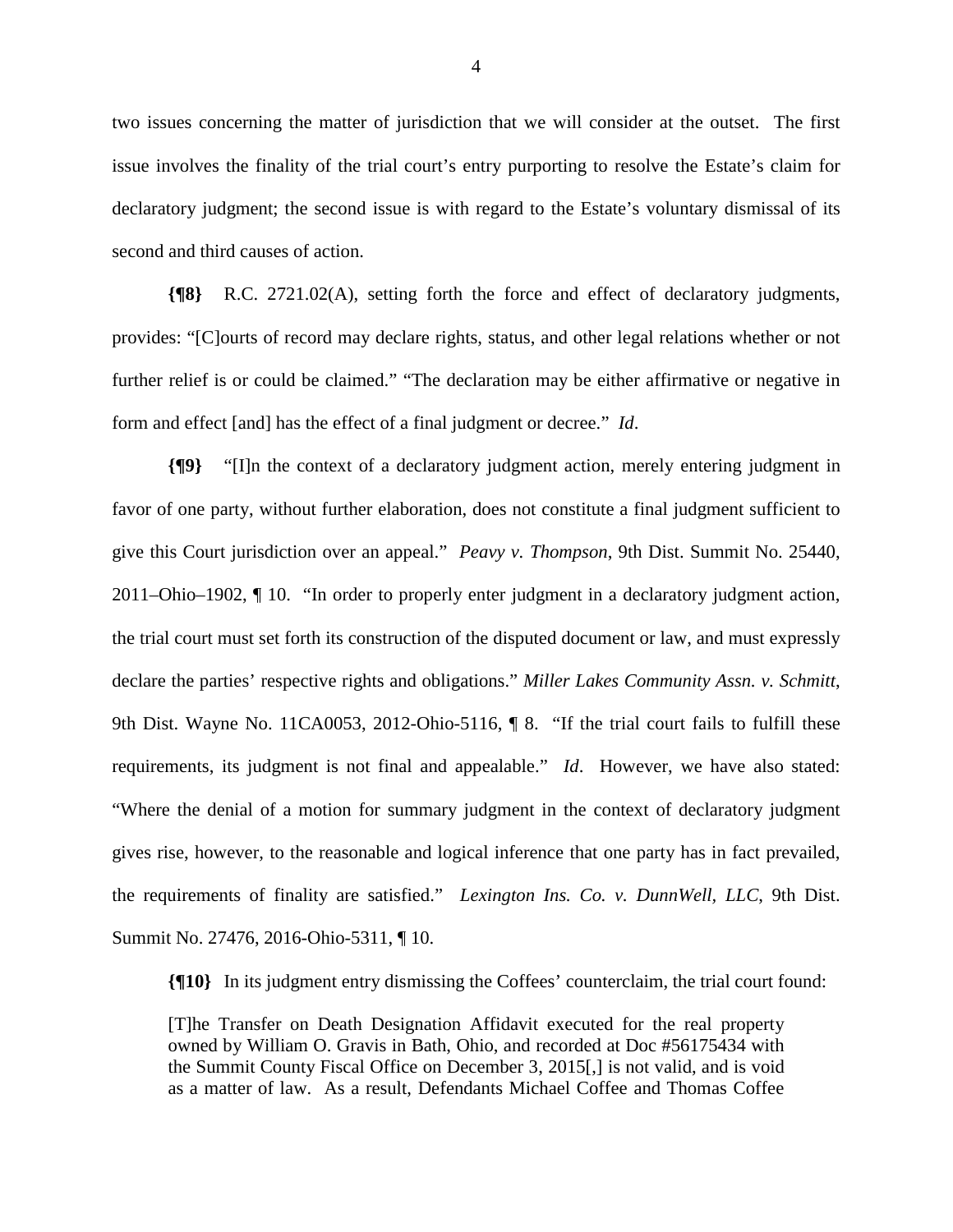two issues concerning the matter of jurisdiction that we will consider at the outset. The first issue involves the finality of the trial court's entry purporting to resolve the Estate's claim for declaratory judgment; the second issue is with regard to the Estate's voluntary dismissal of its second and third causes of action.

**{¶8}** R.C. 2721.02(A), setting forth the force and effect of declaratory judgments, provides: "[C]ourts of record may declare rights, status, and other legal relations whether or not further relief is or could be claimed." "The declaration may be either affirmative or negative in form and effect [and] has the effect of a final judgment or decree." *Id*.

**{¶9}** "[I]n the context of a declaratory judgment action, merely entering judgment in favor of one party, without further elaboration, does not constitute a final judgment sufficient to give this Court jurisdiction over an appeal." *Peavy v. Thompson*, 9th Dist. Summit No. 25440, 2011–Ohio–1902, ¶ 10. "In order to properly enter judgment in a declaratory judgment action, the trial court must set forth its construction of the disputed document or law, and must expressly declare the parties' respective rights and obligations." *Miller Lakes Community Assn. v. Schmitt*, 9th Dist. Wayne No. 11CA0053, 2012-Ohio-5116, ¶ 8. "If the trial court fails to fulfill these requirements, its judgment is not final and appealable." *Id*. However, we have also stated: "Where the denial of a motion for summary judgment in the context of declaratory judgment gives rise, however, to the reasonable and logical inference that one party has in fact prevailed, the requirements of finality are satisfied." *Lexington Ins. Co. v. DunnWell, LLC*, 9th Dist. Summit No. 27476, 2016-Ohio-5311, ¶ 10.

**{¶10}** In its judgment entry dismissing the Coffees' counterclaim, the trial court found:

> [T]he Transfer on Death Designation Affidavit executed for the real property owned by William O. Gravis in Bath, Ohio, and recorded at Doc #56175434 with the Summit County Fiscal Office on December 3, 2015[,] is not valid, and is void as a matter of law. As a result, Defendants Michael Coffee and Thomas Coffee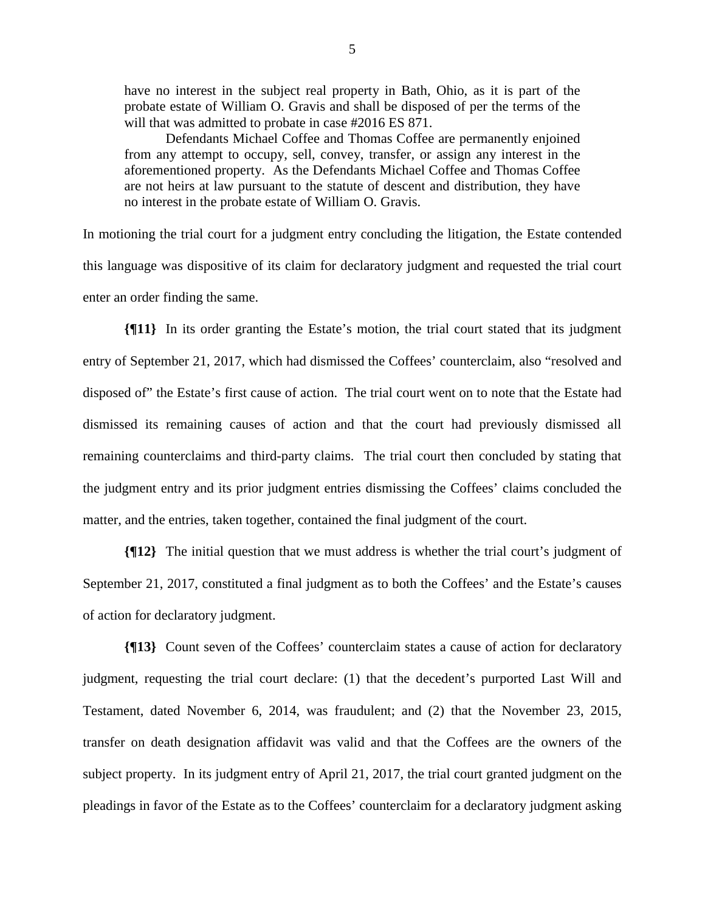> have no interest in the subject real property in Bath, Ohio, as it is part of the probate estate of William O. Gravis and shall be disposed of per the terms of the will that was admitted to probate in case #2016 ES 871.
>
> Defendants Michael Coffee and Thomas Coffee are permanently enjoined from any attempt to occupy, sell, convey, transfer, or assign any interest in the aforementioned property. As the Defendants Michael Coffee and Thomas Coffee are not heirs at law pursuant to the statute of descent and distribution, they have no interest in the probate estate of William O. Gravis.

In motioning the trial court for a judgment entry concluding the litigation, the Estate contended this language was dispositive of its claim for declaratory judgment and requested the trial court enter an order finding the same.

**{¶11}** In its order granting the Estate's motion, the trial court stated that its judgment entry of September 21, 2017, which had dismissed the Coffees' counterclaim, also "resolved and disposed of" the Estate's first cause of action. The trial court went on to note that the Estate had dismissed its remaining causes of action and that the court had previously dismissed all remaining counterclaims and third-party claims. The trial court then concluded by stating that the judgment entry and its prior judgment entries dismissing the Coffees' claims concluded the matter, and the entries, taken together, contained the final judgment of the court.

**{¶12}** The initial question that we must address is whether the trial court's judgment of September 21, 2017, constituted a final judgment as to both the Coffees' and the Estate's causes of action for declaratory judgment.

**{¶13}** Count seven of the Coffees' counterclaim states a cause of action for declaratory judgment, requesting the trial court declare: (1) that the decedent's purported Last Will and Testament, dated November 6, 2014, was fraudulent; and (2) that the November 23, 2015, transfer on death designation affidavit was valid and that the Coffees are the owners of the subject property. In its judgment entry of April 21, 2017, the trial court granted judgment on the pleadings in favor of the Estate as to the Coffees' counterclaim for a declaratory judgment asking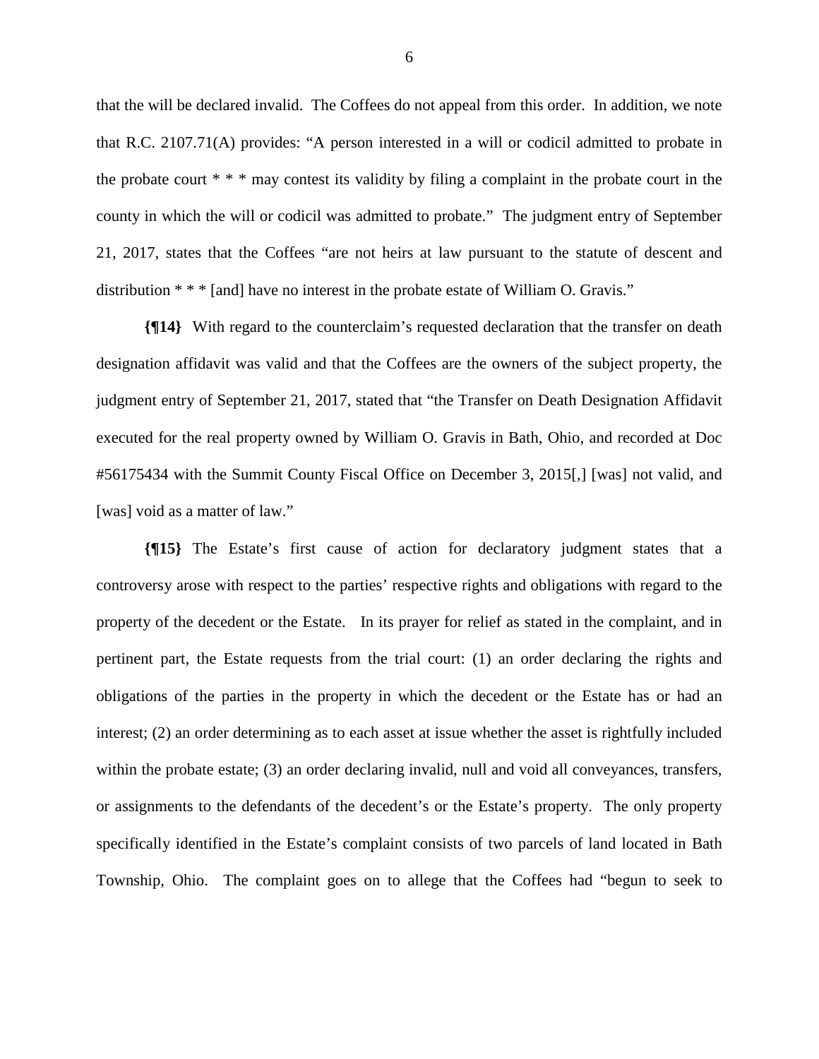that the will be declared invalid. The Coffees do not appeal from this order. In addition, we note that R.C. 2107.71(A) provides: "A person interested in a will or codicil admitted to probate in the probate court * * * may contest its validity by filing a complaint in the probate court in the county in which the will or codicil was admitted to probate." The judgment entry of September 21, 2017, states that the Coffees "are not heirs at law pursuant to the statute of descent and distribution * * * [and] have no interest in the probate estate of William O. Gravis."

**{¶14}** With regard to the counterclaim's requested declaration that the transfer on death designation affidavit was valid and that the Coffees are the owners of the subject property, the judgment entry of September 21, 2017, stated that "the Transfer on Death Designation Affidavit executed for the real property owned by William O. Gravis in Bath, Ohio, and recorded at Doc #56175434 with the Summit County Fiscal Office on December 3, 2015[,] [was] not valid, and [was] void as a matter of law."

**{¶15}** The Estate's first cause of action for declaratory judgment states that a controversy arose with respect to the parties' respective rights and obligations with regard to the property of the decedent or the Estate. In its prayer for relief as stated in the complaint, and in pertinent part, the Estate requests from the trial court: (1) an order declaring the rights and obligations of the parties in the property in which the decedent or the Estate has or had an interest; (2) an order determining as to each asset at issue whether the asset is rightfully included within the probate estate; (3) an order declaring invalid, null and void all conveyances, transfers, or assignments to the defendants of the decedent's or the Estate's property. The only property specifically identified in the Estate's complaint consists of two parcels of land located in Bath Township, Ohio. The complaint goes on to allege that the Coffees had "begun to seek to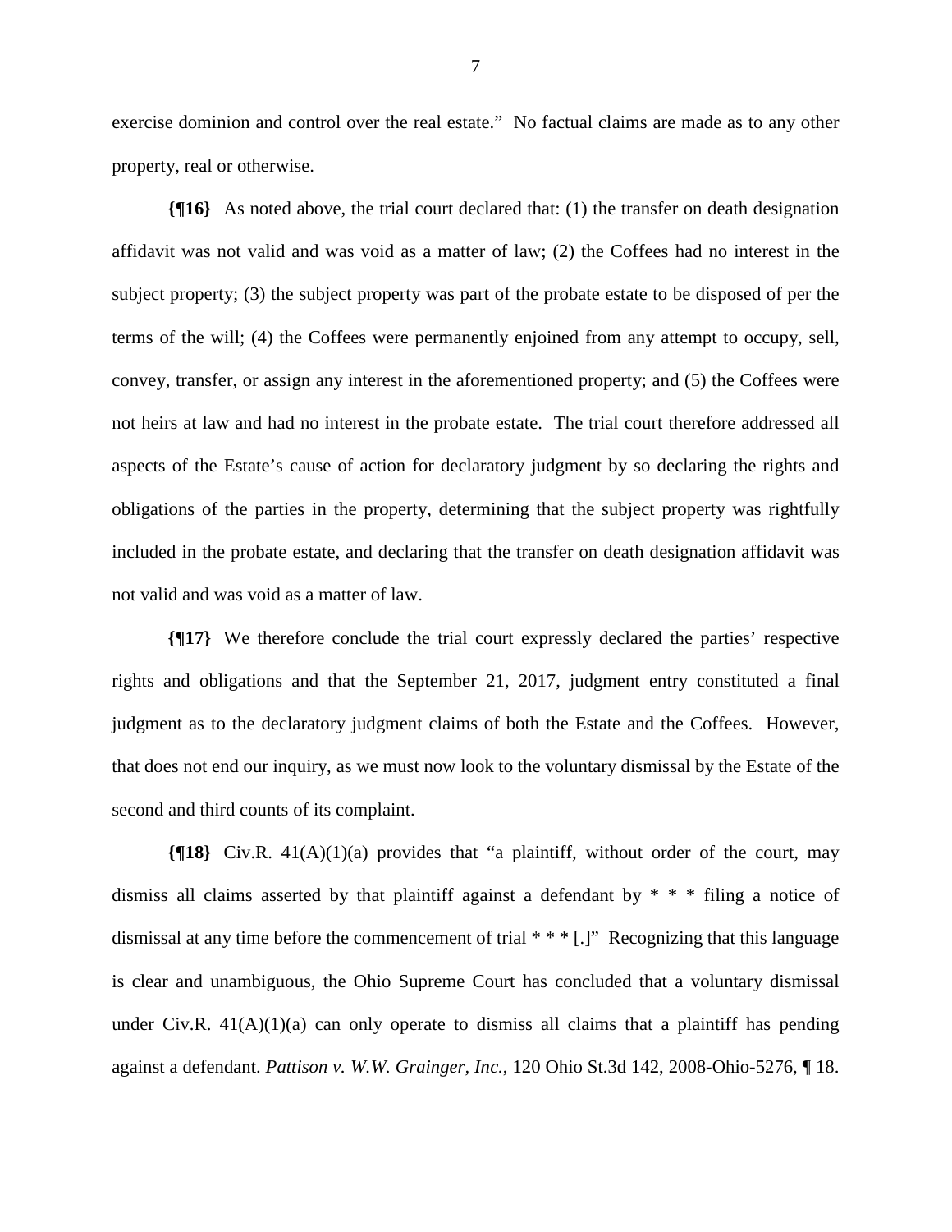exercise dominion and control over the real estate." No factual claims are made as to any other property, real or otherwise.

**{¶16}** As noted above, the trial court declared that: (1) the transfer on death designation affidavit was not valid and was void as a matter of law; (2) the Coffees had no interest in the subject property; (3) the subject property was part of the probate estate to be disposed of per the terms of the will; (4) the Coffees were permanently enjoined from any attempt to occupy, sell, convey, transfer, or assign any interest in the aforementioned property; and (5) the Coffees were not heirs at law and had no interest in the probate estate. The trial court therefore addressed all aspects of the Estate's cause of action for declaratory judgment by so declaring the rights and obligations of the parties in the property, determining that the subject property was rightfully included in the probate estate, and declaring that the transfer on death designation affidavit was not valid and was void as a matter of law.

**{¶17}** We therefore conclude the trial court expressly declared the parties' respective rights and obligations and that the September 21, 2017, judgment entry constituted a final judgment as to the declaratory judgment claims of both the Estate and the Coffees. However, that does not end our inquiry, as we must now look to the voluntary dismissal by the Estate of the second and third counts of its complaint.

**{¶18}** Civ.R. 41(A)(1)(a) provides that "a plaintiff, without order of the court, may dismiss all claims asserted by that plaintiff against a defendant by * * * filing a notice of dismissal at any time before the commencement of trial * * * [.]" Recognizing that this language is clear and unambiguous, the Ohio Supreme Court has concluded that a voluntary dismissal under Civ.R. 41(A)(1)(a) can only operate to dismiss all claims that a plaintiff has pending against a defendant. *Pattison v. W.W. Grainger, Inc.*, 120 Ohio St.3d 142, 2008-Ohio-5276, ¶ 18.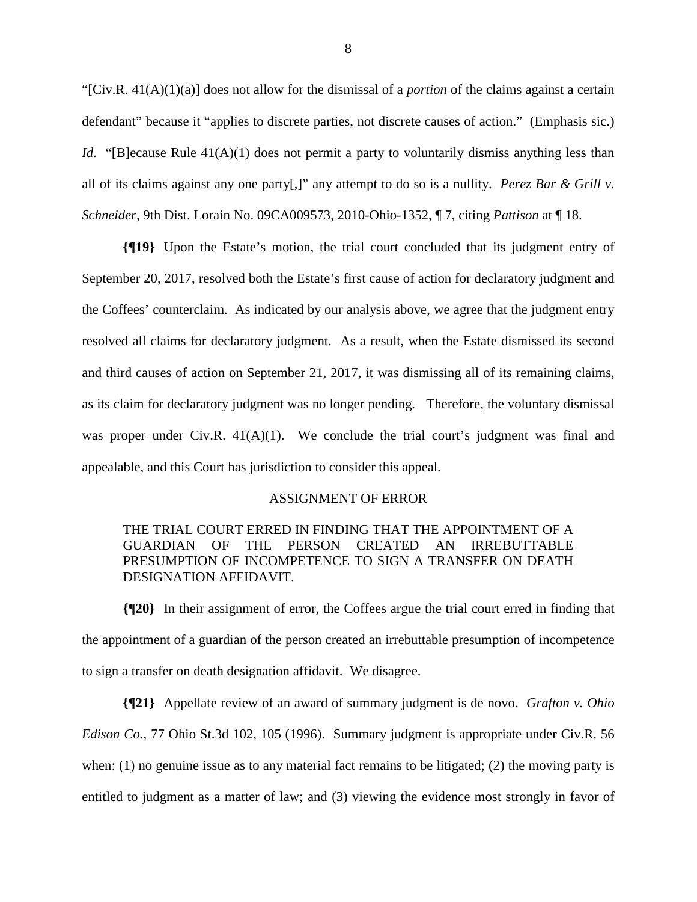"[Civ.R. 41(A)(1)(a)] does not allow for the dismissal of a *portion* of the claims against a certain defendant" because it "applies to discrete parties, not discrete causes of action." (Emphasis sic.) *Id.* "[B]ecause Rule 41(A)(1) does not permit a party to voluntarily dismiss anything less than all of its claims against any one party[,]" any attempt to do so is a nullity. *Perez Bar & Grill v. Schneider*, 9th Dist. Lorain No. 09CA009573, 2010-Ohio-1352, ¶ 7, citing *Pattison* at ¶ 18.

**{¶19}** Upon the Estate's motion, the trial court concluded that its judgment entry of September 20, 2017, resolved both the Estate's first cause of action for declaratory judgment and the Coffees' counterclaim. As indicated by our analysis above, we agree that the judgment entry resolved all claims for declaratory judgment. As a result, when the Estate dismissed its second and third causes of action on September 21, 2017, it was dismissing all of its remaining claims, as its claim for declaratory judgment was no longer pending. Therefore, the voluntary dismissal was proper under Civ.R. 41(A)(1). We conclude the trial court's judgment was final and appealable, and this Court has jurisdiction to consider this appeal.

ASSIGNMENT OF ERROR

> THE TRIAL COURT ERRED IN FINDING THAT THE APPOINTMENT OF A GUARDIAN OF THE PERSON CREATED AN IRREBUTTABLE PRESUMPTION OF INCOMPETENCE TO SIGN A TRANSFER ON DEATH DESIGNATION AFFIDAVIT.

**{¶20}** In their assignment of error, the Coffees argue the trial court erred in finding that the appointment of a guardian of the person created an irrebuttable presumption of incompetence to sign a transfer on death designation affidavit. We disagree.

**{¶21}** Appellate review of an award of summary judgment is de novo. *Grafton v. Ohio Edison Co.*, 77 Ohio St.3d 102, 105 (1996). Summary judgment is appropriate under Civ.R. 56 when: (1) no genuine issue as to any material fact remains to be litigated; (2) the moving party is entitled to judgment as a matter of law; and (3) viewing the evidence most strongly in favor of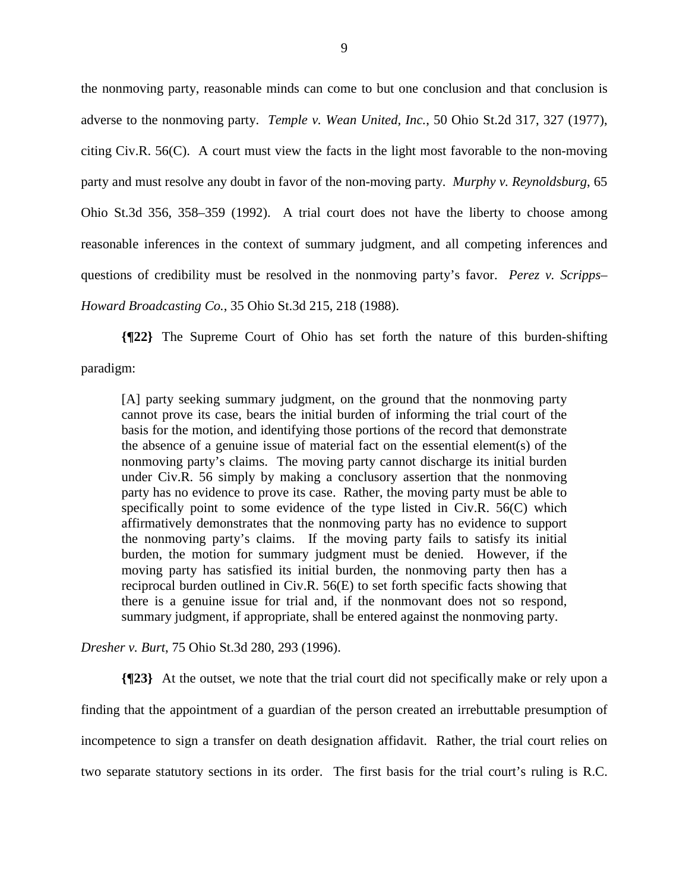the nonmoving party, reasonable minds can come to but one conclusion and that conclusion is adverse to the nonmoving party. *Temple v. Wean United, Inc.*, 50 Ohio St.2d 317, 327 (1977), citing Civ.R. 56(C). A court must view the facts in the light most favorable to the non-moving party and must resolve any doubt in favor of the non-moving party. *Murphy v. Reynoldsburg*, 65 Ohio St.3d 356, 358–359 (1992). A trial court does not have the liberty to choose among reasonable inferences in the context of summary judgment, and all competing inferences and questions of credibility must be resolved in the nonmoving party's favor. *Perez v. Scripps–Howard Broadcasting Co.*, 35 Ohio St.3d 215, 218 (1988).

**{¶22}** The Supreme Court of Ohio has set forth the nature of this burden-shifting paradigm:

> [A] party seeking summary judgment, on the ground that the nonmoving party cannot prove its case, bears the initial burden of informing the trial court of the basis for the motion, and identifying those portions of the record that demonstrate the absence of a genuine issue of material fact on the essential element(s) of the nonmoving party's claims. The moving party cannot discharge its initial burden under Civ.R. 56 simply by making a conclusory assertion that the nonmoving party has no evidence to prove its case. Rather, the moving party must be able to specifically point to some evidence of the type listed in Civ.R. 56(C) which affirmatively demonstrates that the nonmoving party has no evidence to support the nonmoving party's claims. If the moving party fails to satisfy its initial burden, the motion for summary judgment must be denied. However, if the moving party has satisfied its initial burden, the nonmoving party then has a reciprocal burden outlined in Civ.R. 56(E) to set forth specific facts showing that there is a genuine issue for trial and, if the nonmovant does not so respond, summary judgment, if appropriate, shall be entered against the nonmoving party.

*Dresher v. Burt*, 75 Ohio St.3d 280, 293 (1996).

**{¶23}** At the outset, we note that the trial court did not specifically make or rely upon a finding that the appointment of a guardian of the person created an irrebuttable presumption of incompetence to sign a transfer on death designation affidavit. Rather, the trial court relies on two separate statutory sections in its order. The first basis for the trial court's ruling is R.C.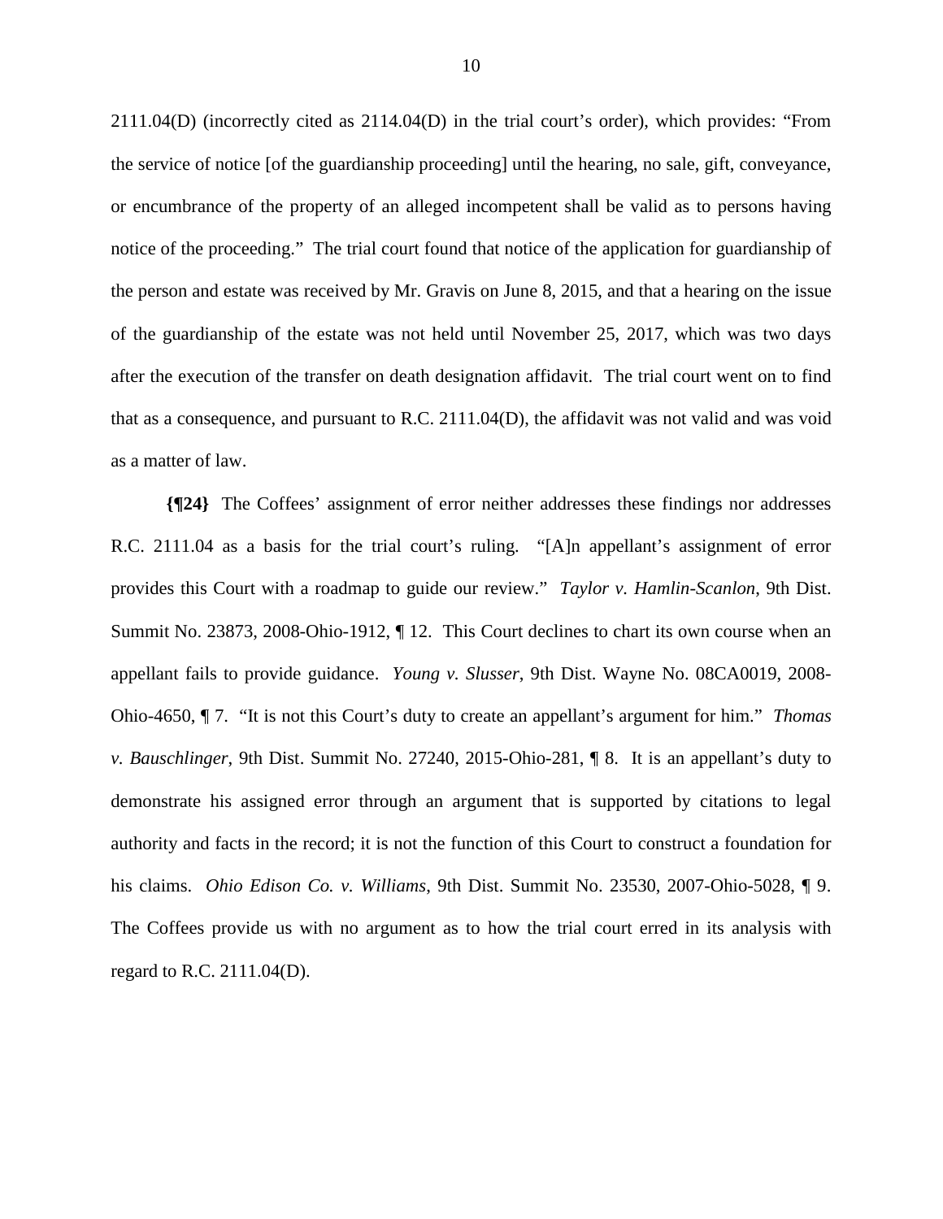2111.04(D) (incorrectly cited as 2114.04(D) in the trial court's order), which provides: "From the service of notice [of the guardianship proceeding] until the hearing, no sale, gift, conveyance, or encumbrance of the property of an alleged incompetent shall be valid as to persons having notice of the proceeding." The trial court found that notice of the application for guardianship of the person and estate was received by Mr. Gravis on June 8, 2015, and that a hearing on the issue of the guardianship of the estate was not held until November 25, 2017, which was two days after the execution of the transfer on death designation affidavit. The trial court went on to find that as a consequence, and pursuant to R.C. 2111.04(D), the affidavit was not valid and was void as a matter of law.

**{¶24}** The Coffees' assignment of error neither addresses these findings nor addresses R.C. 2111.04 as a basis for the trial court's ruling. "[A]n appellant's assignment of error provides this Court with a roadmap to guide our review." *Taylor v. Hamlin-Scanlon*, 9th Dist. Summit No. 23873, 2008-Ohio-1912, ¶ 12. This Court declines to chart its own course when an appellant fails to provide guidance. *Young v. Slusser*, 9th Dist. Wayne No. 08CA0019, 2008-Ohio-4650, ¶ 7. "It is not this Court's duty to create an appellant's argument for him." *Thomas v. Bauschlinger*, 9th Dist. Summit No. 27240, 2015-Ohio-281, ¶ 8. It is an appellant's duty to demonstrate his assigned error through an argument that is supported by citations to legal authority and facts in the record; it is not the function of this Court to construct a foundation for his claims. *Ohio Edison Co. v. Williams*, 9th Dist. Summit No. 23530, 2007-Ohio-5028, ¶ 9. The Coffees provide us with no argument as to how the trial court erred in its analysis with regard to R.C. 2111.04(D).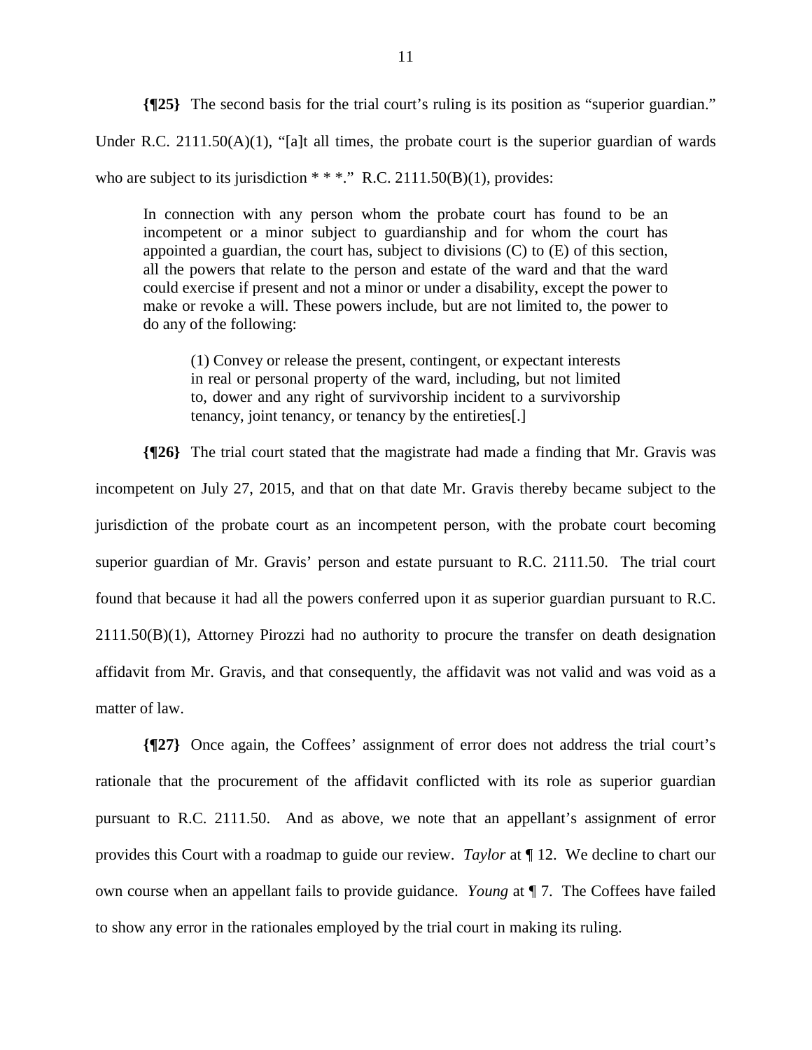**{¶25}** The second basis for the trial court's ruling is its position as "superior guardian." Under R.C. 2111.50(A)(1), "[a]t all times, the probate court is the superior guardian of wards who are subject to its jurisdiction * * *." R.C. 2111.50(B)(1), provides:

> In connection with any person whom the probate court has found to be an incompetent or a minor subject to guardianship and for whom the court has appointed a guardian, the court has, subject to divisions (C) to (E) of this section, all the powers that relate to the person and estate of the ward and that the ward could exercise if present and not a minor or under a disability, except the power to make or revoke a will. These powers include, but are not limited to, the power to do any of the following:
>
> > (1) Convey or release the present, contingent, or expectant interests in real or personal property of the ward, including, but not limited to, dower and any right of survivorship incident to a survivorship tenancy, joint tenancy, or tenancy by the entireties[.]

**{¶26}** The trial court stated that the magistrate had made a finding that Mr. Gravis was incompetent on July 27, 2015, and that on that date Mr. Gravis thereby became subject to the jurisdiction of the probate court as an incompetent person, with the probate court becoming superior guardian of Mr. Gravis' person and estate pursuant to R.C. 2111.50. The trial court found that because it had all the powers conferred upon it as superior guardian pursuant to R.C. 2111.50(B)(1), Attorney Pirozzi had no authority to procure the transfer on death designation affidavit from Mr. Gravis, and that consequently, the affidavit was not valid and was void as a matter of law.

**{¶27}** Once again, the Coffees' assignment of error does not address the trial court's rationale that the procurement of the affidavit conflicted with its role as superior guardian pursuant to R.C. 2111.50. And as above, we note that an appellant's assignment of error provides this Court with a roadmap to guide our review. *Taylor* at ¶ 12. We decline to chart our own course when an appellant fails to provide guidance. *Young* at ¶ 7. The Coffees have failed to show any error in the rationales employed by the trial court in making its ruling.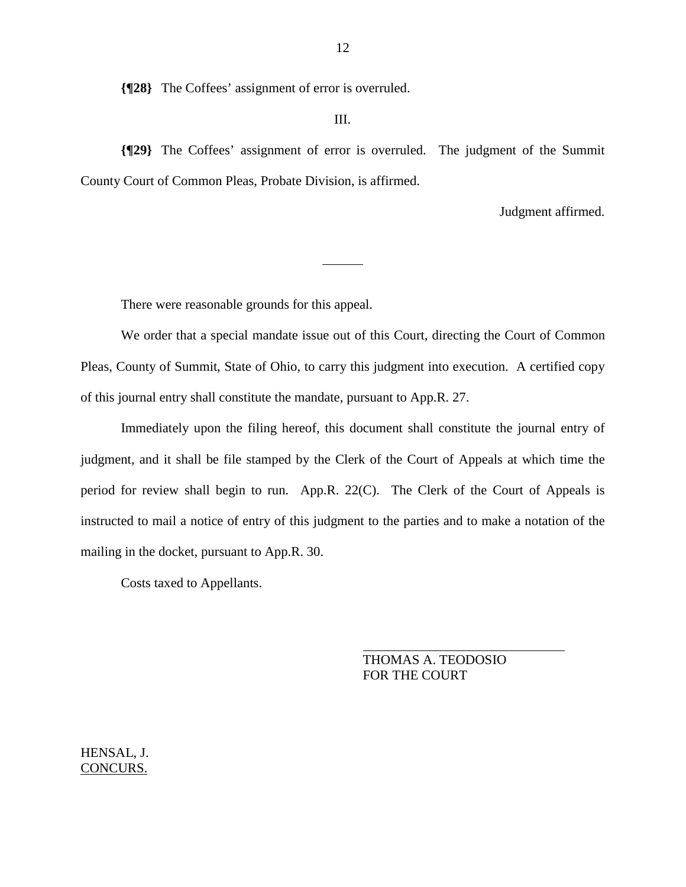**{¶28}** The Coffees' assignment of error is overruled.

III.

**{¶29}** The Coffees' assignment of error is overruled. The judgment of the Summit County Court of Common Pleas, Probate Division, is affirmed.

Judgment affirmed.

---

There were reasonable grounds for this appeal.

We order that a special mandate issue out of this Court, directing the Court of Common Pleas, County of Summit, State of Ohio, to carry this judgment into execution. A certified copy of this journal entry shall constitute the mandate, pursuant to App.R. 27.

Immediately upon the filing hereof, this document shall constitute the journal entry of judgment, and it shall be file stamped by the Clerk of the Court of Appeals at which time the period for review shall begin to run. App.R. 22(C). The Clerk of the Court of Appeals is instructed to mail a notice of entry of this judgment to the parties and to make a notation of the mailing in the docket, pursuant to App.R. 30.

Costs taxed to Appellants.

THOMAS A. TEODOSIO
FOR THE COURT

HENSAL, J.
CONCURS.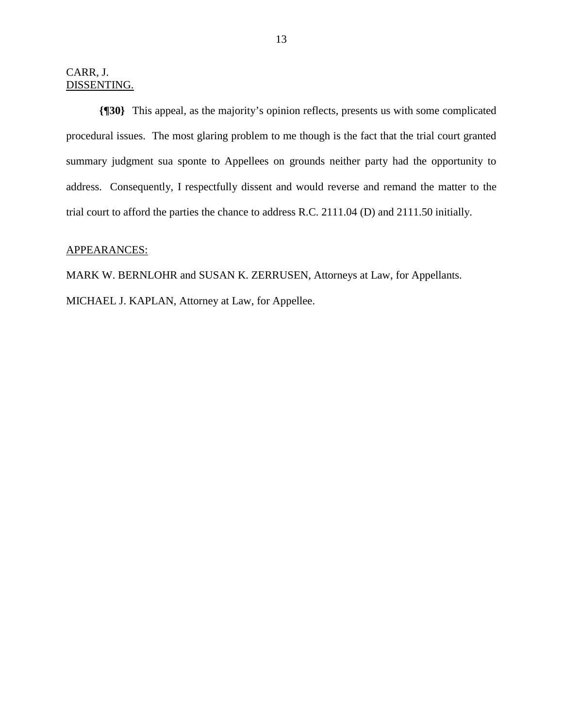CARR, J.
DISSENTING.

**{¶30}** This appeal, as the majority's opinion reflects, presents us with some complicated procedural issues. The most glaring problem to me though is the fact that the trial court granted summary judgment sua sponte to Appellees on grounds neither party had the opportunity to address. Consequently, I respectfully dissent and would reverse and remand the matter to the trial court to afford the parties the chance to address R.C. 2111.04 (D) and 2111.50 initially.

APPEARANCES:

MARK W. BERNLOHR and SUSAN K. ZERRUSEN, Attorneys at Law, for Appellants.

MICHAEL J. KAPLAN, Attorney at Law, for Appellee.